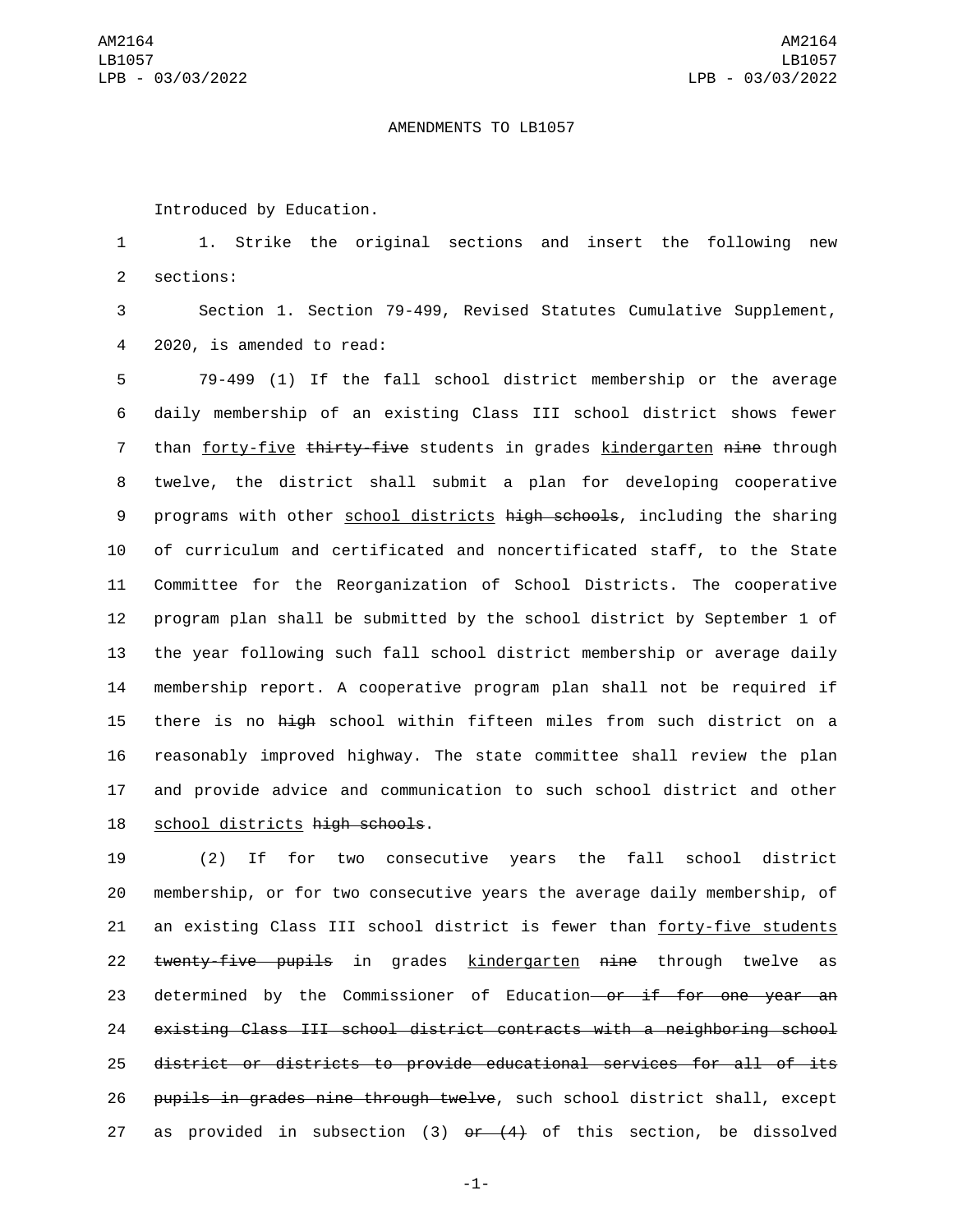AMENDMENTS TO LB1057

Introduced by Education.

1. Strike the original sections and insert the following new sections:

Section 1. Section 79-499, Revised Statutes Cumulative Supplement, 2020, is amended to read:

79-499 (1) If the fall school district membership or the average daily membership of an existing Class III school district shows fewer than <u>forty-five</u> ~~thirty-five~~ students in grades <u>kindergarten</u> ~~nine~~ through twelve, the district shall submit a plan for developing cooperative programs with other <u>school districts</u> ~~high schools~~, including the sharing of curriculum and certificated and noncertificated staff, to the State Committee for the Reorganization of School Districts. The cooperative program plan shall be submitted by the school district by September 1 of the year following such fall school district membership or average daily membership report. A cooperative program plan shall not be required if there is no ~~high~~ school within fifteen miles from such district on a reasonably improved highway. The state committee shall review the plan and provide advice and communication to such school district and other <u>school districts</u> ~~high schools~~.

(2) If for two consecutive years the fall school district membership, or for two consecutive years the average daily membership, of an existing Class III school district is fewer than <u>forty-five students</u> ~~twenty-five pupils~~ in grades <u>kindergarten</u> ~~nine~~ through twelve as determined by the Commissioner of Education~~ or if for one year an existing Class III school district contracts with a neighboring school district or districts to provide educational services for all of its pupils in grades nine through twelve~~, such school district shall, except as provided in subsection (3) ~~or (4)~~ of this section, be dissolved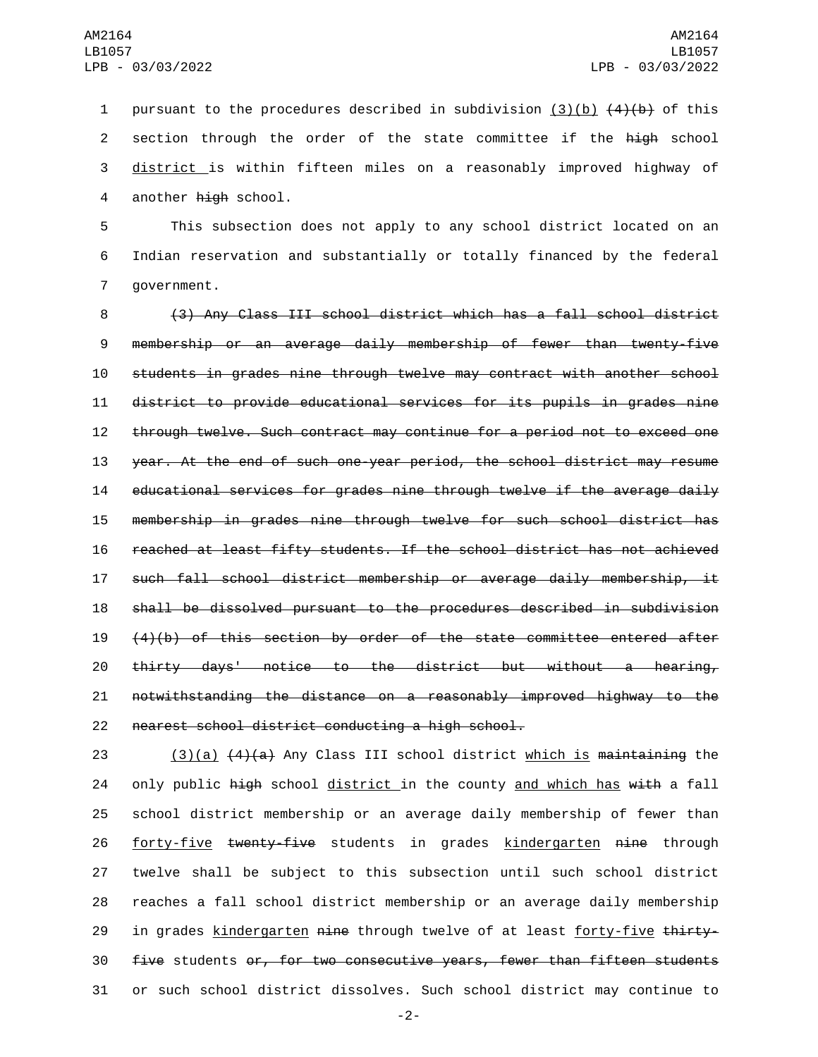pursuant to the procedures described in subdivision <u>(3)(b)</u> ~~(4)(b)~~ of this section through the order of the state committee if the ~~high~~ school <u>district</u> is within fifteen miles on a reasonably improved highway of another ~~high~~ school.

This subsection does not apply to any school district located on an Indian reservation and substantially or totally financed by the federal government.

~~(3) Any Class III school district which has a fall school district membership or an average daily membership of fewer than twenty-five students in grades nine through twelve may contract with another school district to provide educational services for its pupils in grades nine through twelve. Such contract may continue for a period not to exceed one year. At the end of such one-year period, the school district may resume educational services for grades nine through twelve if the average daily membership in grades nine through twelve for such school district has reached at least fifty students. If the school district has not achieved such fall school district membership or average daily membership, it shall be dissolved pursuant to the procedures described in subdivision (4)(b) of this section by order of the state committee entered after thirty days' notice to the district but without a hearing, notwithstanding the distance on a reasonably improved highway to the nearest school district conducting a high school.~~

<u>(3)(a)</u> ~~(4)(a)~~ Any Class III school district <u>which is</u> ~~maintaining~~ the only public ~~high~~ school <u>district</u> in the county <u>and which has</u> ~~with~~ a fall school district membership or an average daily membership of fewer than <u>forty-five</u> ~~twenty-five~~ students in grades <u>kindergarten</u> ~~nine~~ through twelve shall be subject to this subsection until such school district reaches a fall school district membership or an average daily membership in grades <u>kindergarten</u> ~~nine~~ through twelve of at least <u>forty-five</u> ~~thirty-five~~ students ~~or, for two consecutive years, fewer than fifteen students~~ or such school district dissolves. Such school district may continue to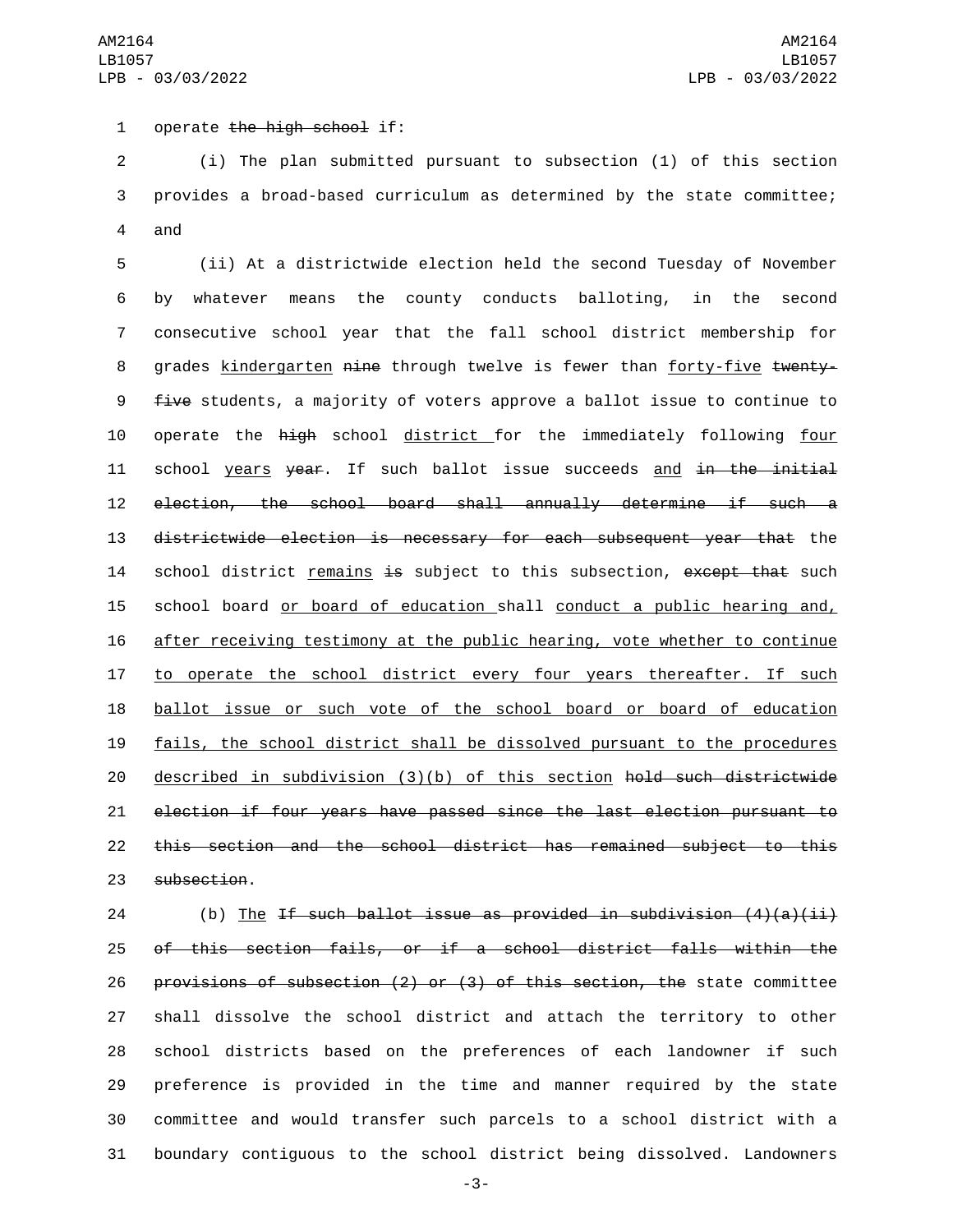operate ~~the high school~~ if:

(i) The plan submitted pursuant to subsection (1) of this section provides a broad-based curriculum as determined by the state committee; and

(ii) At a districtwide election held the second Tuesday of November by whatever means the county conducts balloting, in the second consecutive school year that the fall school district membership for grades <u>kindergarten</u> ~~nine~~ through twelve is fewer than <u>forty-five</u> ~~twenty-five~~ students, a majority of voters approve a ballot issue to continue to operate the ~~high~~ school <u>district</u> for the immediately following <u>four</u> school <u>years</u> ~~year~~. If such ballot issue succeeds <u>and</u> ~~in the initial election, the school board shall annually determine if such a districtwide election is necessary for each subsequent year that~~ the school district <u>remains</u> ~~is~~ subject to this subsection, ~~except that~~ such school board <u>or board of education</u> shall <u>conduct a public hearing and, after receiving testimony at the public hearing, vote whether to continue to operate the school district every four years thereafter. If such ballot issue or such vote of the school board or board of education fails, the school district shall be dissolved pursuant to the procedures described in subdivision (3)(b) of this section</u> ~~hold such districtwide election if four years have passed since the last election pursuant to this section and the school district has remained subject to this subsection~~.

(b) <u>The</u> ~~If such ballot issue as provided in subdivision (4)(a)(ii) of this section fails, or if a school district falls within the provisions of subsection (2) or (3) of this section, the~~ state committee shall dissolve the school district and attach the territory to other school districts based on the preferences of each landowner if such preference is provided in the time and manner required by the state committee and would transfer such parcels to a school district with a boundary contiguous to the school district being dissolved. Landowners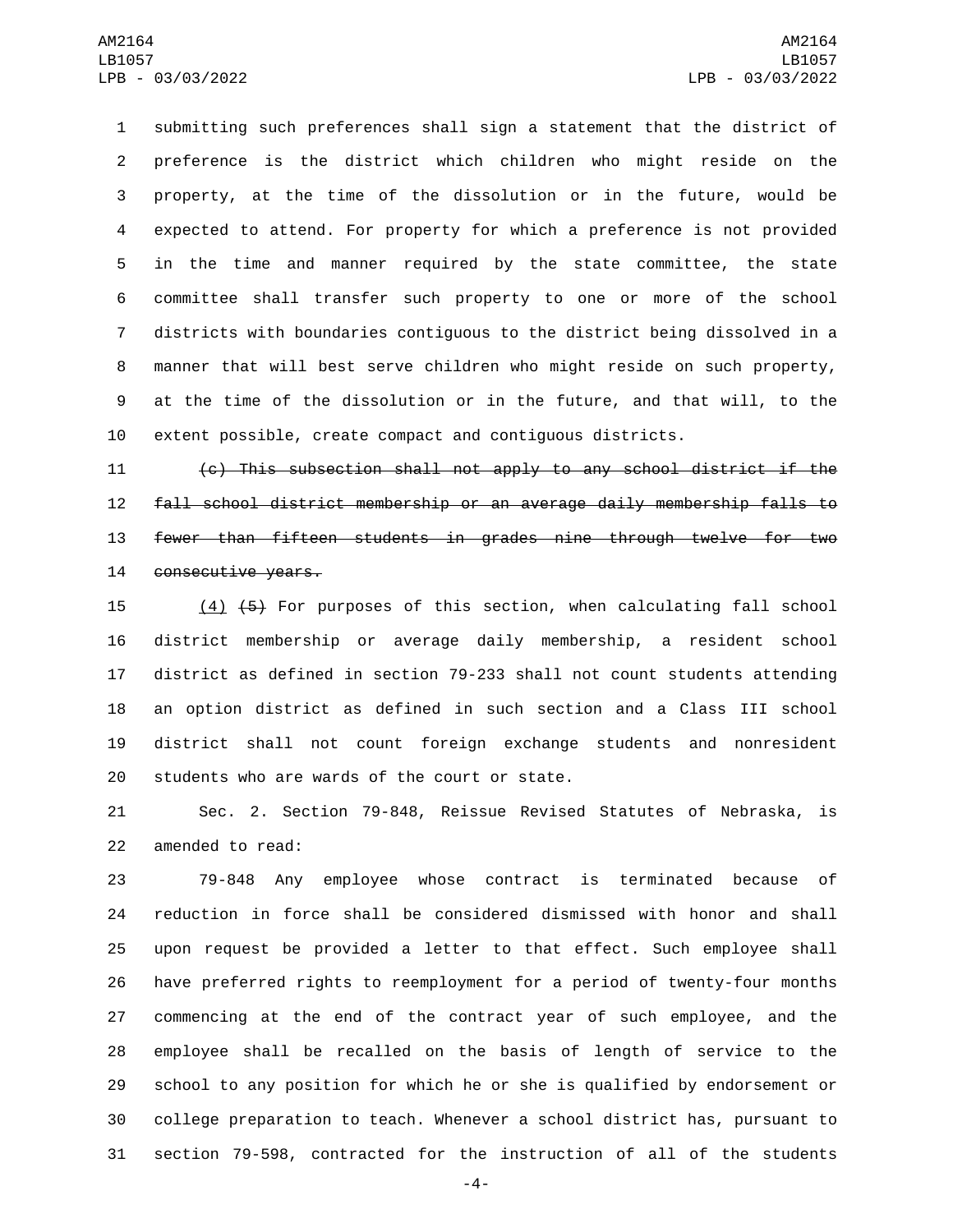submitting such preferences shall sign a statement that the district of preference is the district which children who might reside on the property, at the time of the dissolution or in the future, would be expected to attend. For property for which a preference is not provided in the time and manner required by the state committee, the state committee shall transfer such property to one or more of the school districts with boundaries contiguous to the district being dissolved in a manner that will best serve children who might reside on such property, at the time of the dissolution or in the future, and that will, to the extent possible, create compact and contiguous districts.

~~(c) This subsection shall not apply to any school district if the fall school district membership or an average daily membership falls to fewer than fifteen students in grades nine through twelve for two consecutive years.~~

(4) ~~(5)~~ For purposes of this section, when calculating fall school district membership or average daily membership, a resident school district as defined in section 79-233 shall not count students attending an option district as defined in such section and a Class III school district shall not count foreign exchange students and nonresident students who are wards of the court or state.

Sec. 2. Section 79-848, Reissue Revised Statutes of Nebraska, is amended to read:

79-848 Any employee whose contract is terminated because of reduction in force shall be considered dismissed with honor and shall upon request be provided a letter to that effect. Such employee shall have preferred rights to reemployment for a period of twenty-four months commencing at the end of the contract year of such employee, and the employee shall be recalled on the basis of length of service to the school to any position for which he or she is qualified by endorsement or college preparation to teach. Whenever a school district has, pursuant to section 79-598, contracted for the instruction of all of the students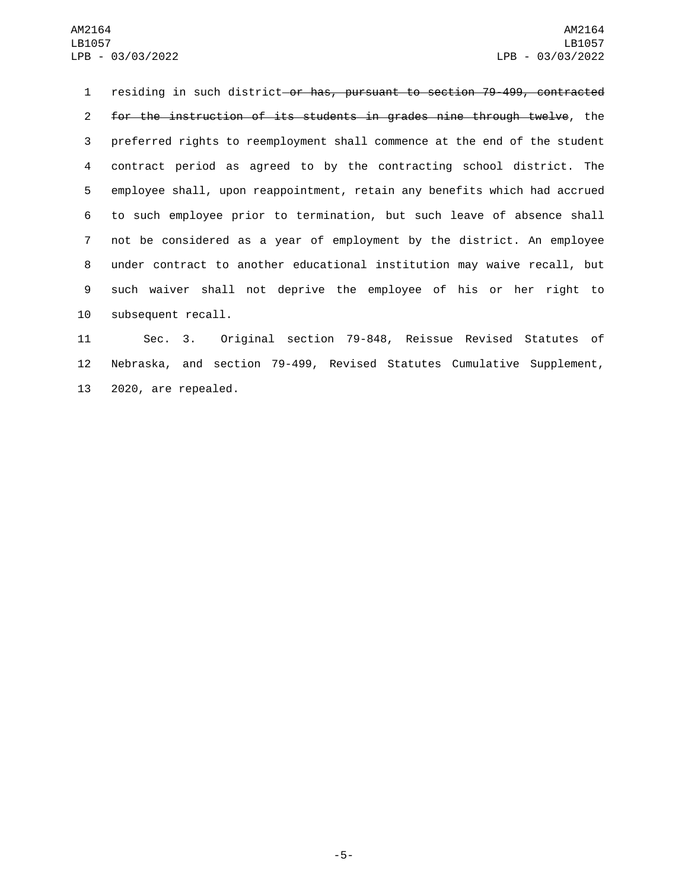residing in such district ~~or has, pursuant to section 79-499, contracted for the instruction of its students in grades nine through twelve~~, the preferred rights to reemployment shall commence at the end of the student contract period as agreed to by the contracting school district. The employee shall, upon reappointment, retain any benefits which had accrued to such employee prior to termination, but such leave of absence shall not be considered as a year of employment by the district. An employee under contract to another educational institution may waive recall, but such waiver shall not deprive the employee of his or her right to subsequent recall.

Sec. 3. Original section 79-848, Reissue Revised Statutes of Nebraska, and section 79-499, Revised Statutes Cumulative Supplement, 2020, are repealed.